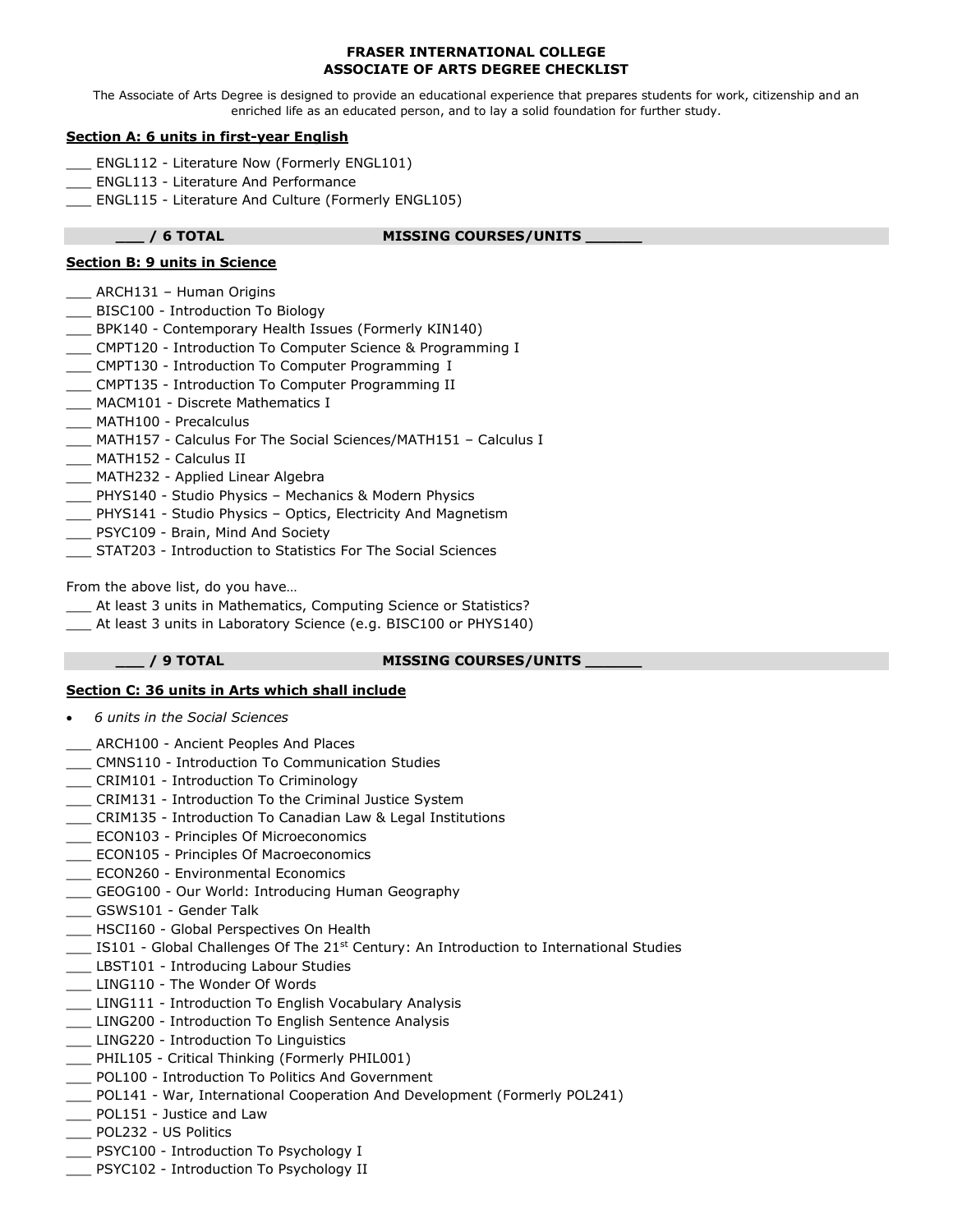**FRASER INTERNATIONAL COLLEGE**
**ASSOCIATE OF ARTS DEGREE CHECKLIST**

The Associate of Arts Degree is designed to provide an educational experience that prepares students for work, citizenship and an enriched life as an educated person, and to lay a solid foundation for further study.

**Section A: 6 units in first-year English**

___ ENGL112 - Literature Now (Formerly ENGL101)
___ ENGL113 - Literature And Performance
___ ENGL115 - Literature And Culture (Formerly ENGL105)

**___ / 6 TOTAL MISSING COURSES/UNITS ______**

**Section B: 9 units in Science**

___ ARCH131 – Human Origins
___ BISC100 - Introduction To Biology
___ BPK140 - Contemporary Health Issues (Formerly KIN140)
___ CMPT120 - Introduction To Computer Science & Programming I
___ CMPT130 - Introduction To Computer Programming I
___ CMPT135 - Introduction To Computer Programming II
___ MACM101 - Discrete Mathematics I
___ MATH100 - Precalculus
___ MATH157 - Calculus For The Social Sciences/MATH151 – Calculus I
___ MATH152 - Calculus II
___ MATH232 - Applied Linear Algebra
___ PHYS140 - Studio Physics – Mechanics & Modern Physics
___ PHYS141 - Studio Physics – Optics, Electricity And Magnetism
___ PSYC109 - Brain, Mind And Society
___ STAT203 - Introduction to Statistics For The Social Sciences

From the above list, do you have…
___ At least 3 units in Mathematics, Computing Science or Statistics?
___ At least 3 units in Laboratory Science (e.g. BISC100 or PHYS140)

**___ / 9 TOTAL MISSING COURSES/UNITS ______**

**Section C: 36 units in Arts which shall include**

- *6 units in the Social Sciences*

___ ARCH100 - Ancient Peoples And Places
___ CMNS110 - Introduction To Communication Studies
___ CRIM101 - Introduction To Criminology
___ CRIM131 - Introduction To the Criminal Justice System
___ CRIM135 - Introduction To Canadian Law & Legal Institutions
___ ECON103 - Principles Of Microeconomics
___ ECON105 - Principles Of Macroeconomics
___ ECON260 - Environmental Economics
___ GEOG100 - Our World: Introducing Human Geography
___ GSWS101 - Gender Talk
___ HSCI160 - Global Perspectives On Health
___ IS101 - Global Challenges Of The 21st Century: An Introduction to International Studies
___ LBST101 - Introducing Labour Studies
___ LING110 - The Wonder Of Words
___ LING111 - Introduction To English Vocabulary Analysis
___ LING200 - Introduction To English Sentence Analysis
___ LING220 - Introduction To Linguistics
___ PHIL105 - Critical Thinking (Formerly PHIL001)
___ POL100 - Introduction To Politics And Government
___ POL141 - War, International Cooperation And Development (Formerly POL241)
___ POL151 - Justice and Law
___ POL232 - US Politics
___ PSYC100 - Introduction To Psychology I
___ PSYC102 - Introduction To Psychology II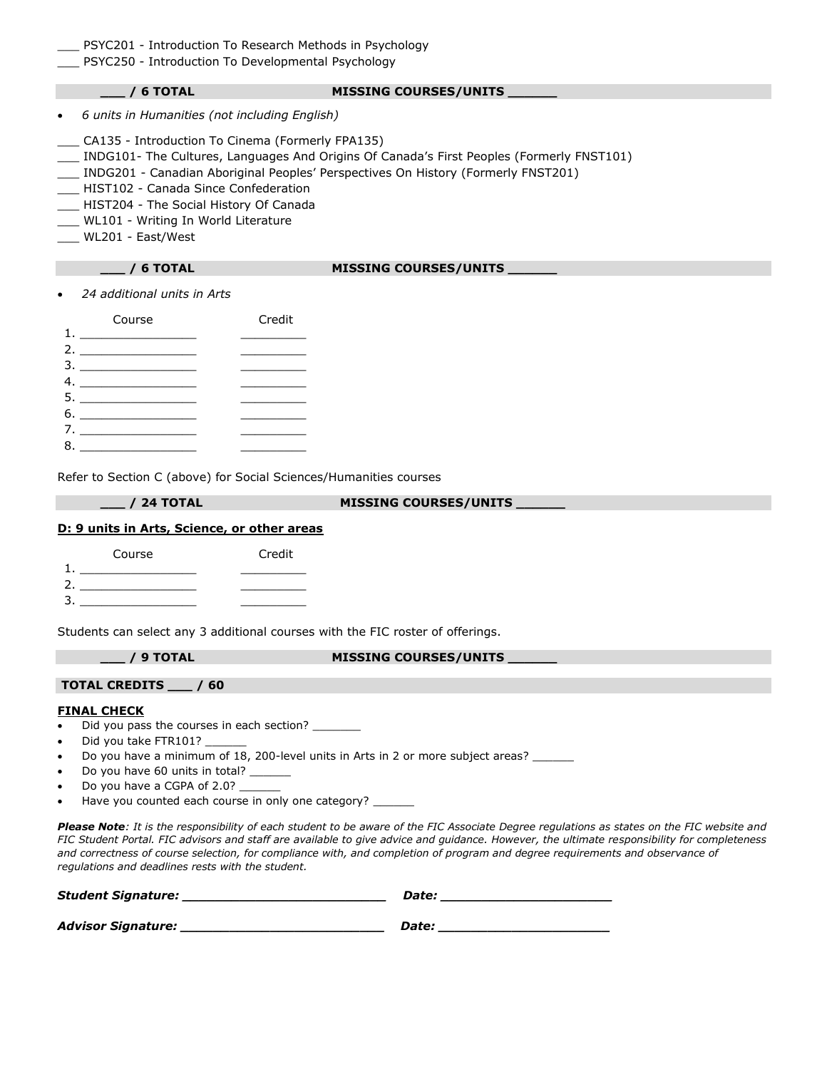___ PSYC201 - Introduction To Research Methods in Psychology
___ PSYC250 - Introduction To Developmental Psychology

**___ / 6 TOTAL** **MISSING COURSES/UNITS ______**

- *6 units in Humanities (not including English)*

___ CA135 - Introduction To Cinema (Formerly FPA135)
___ INDG101- The Cultures, Languages And Origins Of Canada's First Peoples (Formerly FNST101)
___ INDG201 - Canadian Aboriginal Peoples' Perspectives On History (Formerly FNST201)
___ HIST102 - Canada Since Confederation
___ HIST204 - The Social History Of Canada
___ WL101 - Writing In World Literature
___ WL201 - East/West

**___ / 6 TOTAL** **MISSING COURSES/UNITS ______**

- *24 additional units in Arts*

| | Course | Credit |
|---|---|---|
| 1. | ________________ | _________ |
| 2. | ________________ | _________ |
| 3. | ________________ | _________ |
| 4. | ________________ | _________ |
| 5. | ________________ | _________ |
| 6. | ________________ | _________ |
| 7. | ________________ | _________ |
| 8. | ________________ | _________ |

Refer to Section C (above) for Social Sciences/Humanities courses

**___ / 24 TOTAL** **MISSING COURSES/UNITS ______**

**D: 9 units in Arts, Science, or other areas**

| | Course | Credit |
|---|---|---|
| 1. | ________________ | _________ |
| 2. | ________________ | _________ |
| 3. | ________________ | _________ |

Students can select any 3 additional courses with the FIC roster of offerings.

**___ / 9 TOTAL** **MISSING COURSES/UNITS ______**

**TOTAL CREDITS ___ / 60**

**FINAL CHECK**

- Did you pass the courses in each section? _______
- Did you take FTR101? ______
- Do you have a minimum of 18, 200-level units in Arts in 2 or more subject areas? ______
- Do you have 60 units in total? ______
- Do you have a CGPA of 2.0? ______
- Have you counted each course in only one category? ______

***Please Note****: It is the responsibility of each student to be aware of the FIC Associate Degree regulations as states on the FIC website and FIC Student Portal. FIC advisors and staff are available to give advice and guidance. However, the ultimate responsibility for completeness and correctness of course selection, for compliance with, and completion of program and degree requirements and observance of regulations and deadlines rests with the student.*

***Student Signature: ___________________________*** ***Date: ______________________***

***Advisor Signature: ___________________________*** ***Date: ______________________***